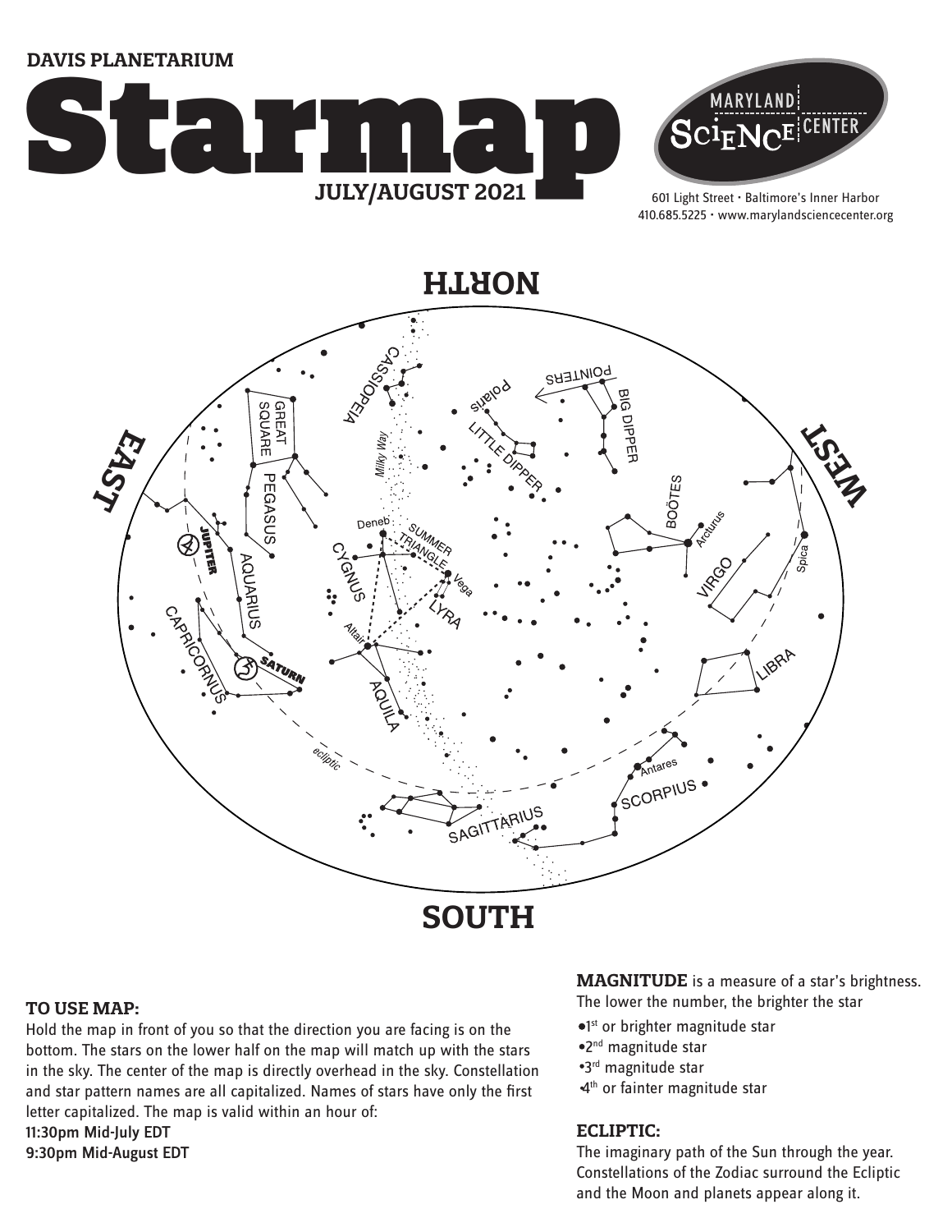DAVIS PLANETARIUM

# Starmap

JULY/AUGUST 2021

MARYLAND SCIENCE CENTER

601 Light Street • Baltimore's Inner Harbor
410.685.5225 • www.marylandsciencecenter.org

NORTH

EAST

WEST

SOUTH

### TO USE MAP:

Hold the map in front of you so that the direction you are facing is on the bottom. The stars on the lower half on the map will match up with the stars in the sky. The center of the map is directly overhead in the sky. Constellation and star pattern names are all capitalized. Names of stars have only the first letter capitalized. The map is valid within an hour of:

11:30pm Mid-July EDT
9:30pm Mid-August EDT

**MAGNITUDE** is a measure of a star's brightness. The lower the number, the brighter the star

- 1st or brighter magnitude star
- 2nd magnitude star
- 3rd magnitude star
- 4th or fainter magnitude star

### ECLIPTIC:

The imaginary path of the Sun through the year. Constellations of the Zodiac surround the Ecliptic and the Moon and planets appear along it.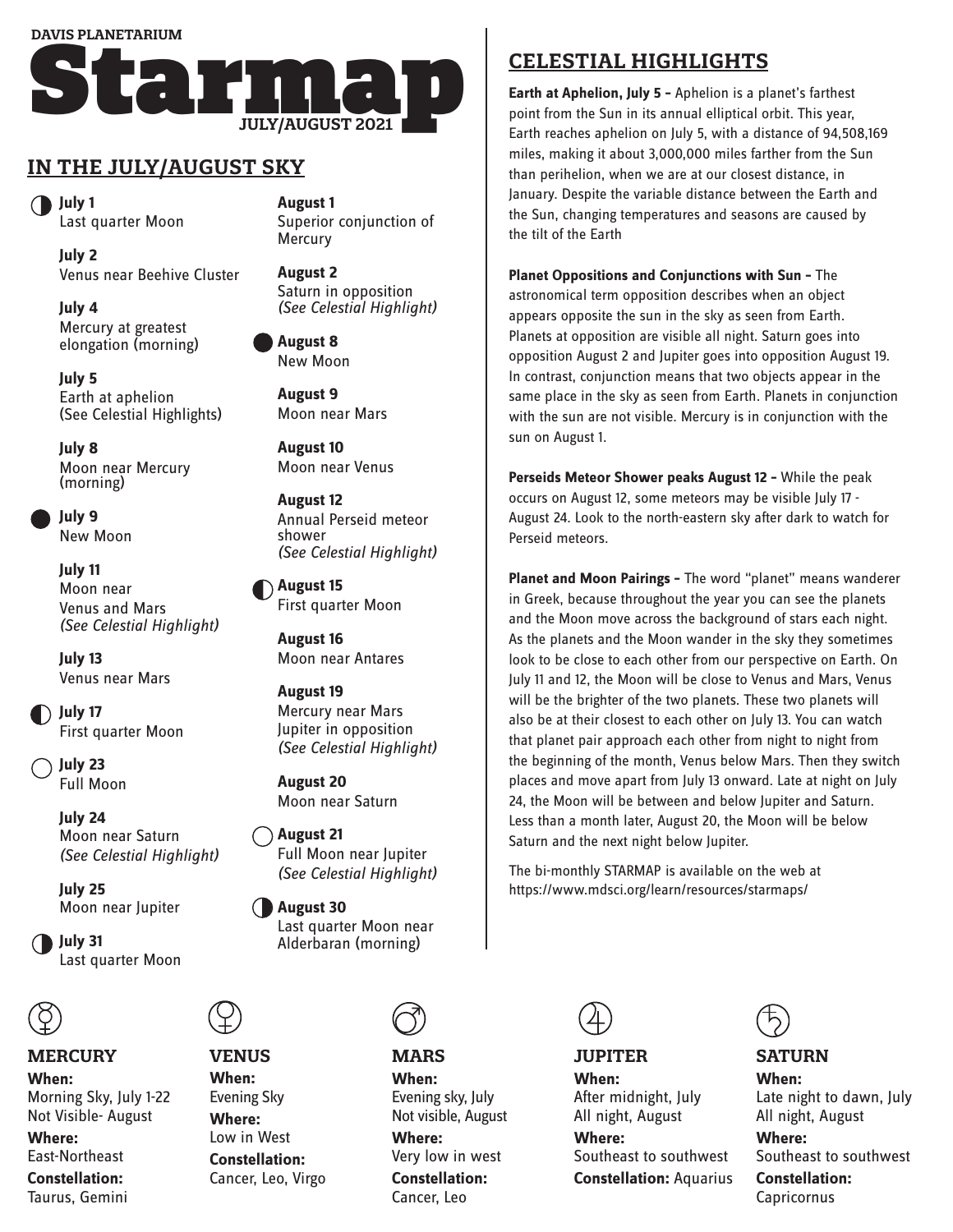DAVIS PLANETARIUM

# Starmap

JULY/AUGUST 2021

## IN THE JULY/AUGUST SKY

**July 1**
Last quarter Moon

**July 2**
Venus near Beehive Cluster

**July 4**
Mercury at greatest elongation (morning)

**July 5**
Earth at aphelion (See Celestial Highlights)

**July 8**
Moon near Mercury (morning)

**July 9**
New Moon

**July 11**
Moon near Venus and Mars *(See Celestial Highlight)*

**July 13**
Venus near Mars

**July 17**
First quarter Moon

**July 23**
Full Moon

**July 24**
Moon near Saturn *(See Celestial Highlight)*

**July 25**
Moon near Jupiter

**July 31**
Last quarter Moon

**August 1**
Superior conjunction of Mercury

**August 2**
Saturn in opposition *(See Celestial Highlight)*

**August 8**
New Moon

**August 9**
Moon near Mars

**August 10**
Moon near Venus

**August 12**
Annual Perseid meteor shower *(See Celestial Highlight)*

**August 15**
First quarter Moon

**August 16**
Moon near Antares

**August 19**
Mercury near Mars
Jupiter in opposition *(See Celestial Highlight)*

**August 20**
Moon near Saturn

**August 21**
Full Moon near Jupiter *(See Celestial Highlight)*

**August 30**
Last quarter Moon near Alderbaran (morning)

## CELESTIAL HIGHLIGHTS

**Earth at Aphelion, July 5 –** Aphelion is a planet's farthest point from the Sun in its annual elliptical orbit. This year, Earth reaches aphelion on July 5, with a distance of 94,508,169 miles, making it about 3,000,000 miles farther from the Sun than perihelion, when we are at our closest distance, in January. Despite the variable distance between the Earth and the Sun, changing temperatures and seasons are caused by the tilt of the Earth

**Planet Oppositions and Conjunctions with Sun –** The astronomical term opposition describes when an object appears opposite the sun in the sky as seen from Earth. Planets at opposition are visible all night. Saturn goes into opposition August 2 and Jupiter goes into opposition August 19. In contrast, conjunction means that two objects appear in the same place in the sky as seen from Earth. Planets in conjunction with the sun are not visible. Mercury is in conjunction with the sun on August 1.

**Perseids Meteor Shower peaks August 12 –** While the peak occurs on August 12, some meteors may be visible July 17 - August 24. Look to the north-eastern sky after dark to watch for Perseid meteors.

**Planet and Moon Pairings –** The word "planet" means wanderer in Greek, because throughout the year you can see the planets and the Moon move across the background of stars each night. As the planets and the Moon wander in the sky they sometimes look to be close to each other from our perspective on Earth. On July 11 and 12, the Moon will be close to Venus and Mars, Venus will be the brighter of the two planets. These two planets will also be at their closest to each other on July 13. You can watch that planet pair approach each other from night to night from the beginning of the month, Venus below Mars. Then they switch places and move apart from July 13 onward. Late at night on July 24, the Moon will be between and below Jupiter and Saturn. Less than a month later, August 20, the Moon will be below Saturn and the next night below Jupiter.

The bi-monthly STARMAP is available on the web at https://www.mdsci.org/learn/resources/starmaps/

### MERCURY

**When:**
Morning Sky, July 1-22
Not Visible- August

**Where:**
East-Northeast

**Constellation:**
Taurus, Gemini

### VENUS

**When:**
Evening Sky

**Where:**
Low in West

**Constellation:**
Cancer, Leo, Virgo

### MARS

**When:**
Evening sky, July
Not visible, August

**Where:**
Very low in west

**Constellation:**
Cancer, Leo

### JUPITER

**When:**
After midnight, July
All night, August

**Where:**
Southeast to southwest

**Constellation:** Aquarius

### SATURN

**When:**
Late night to dawn, July
All night, August

**Where:**
Southeast to southwest

**Constellation:**
Capricornus